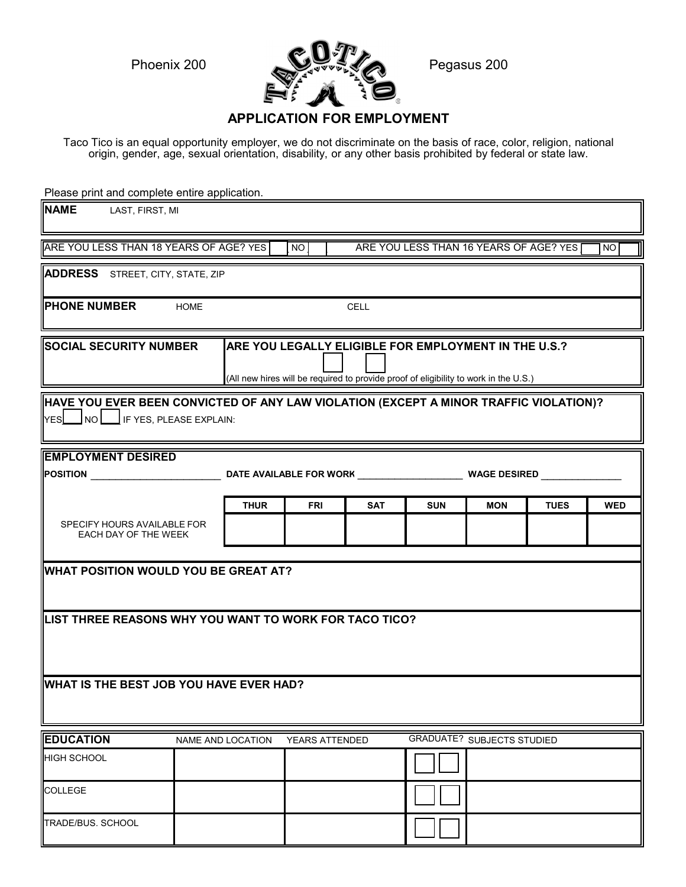Phoenix 200 Pegasus 200

# APPLICATION FOR EMPLOYMENT

Taco Tico is an equal opportunity employer, we do not discriminate on the basis of race, color, religion, national origin, gender, age, sexual orientation, disability, or any other basis prohibited by federal or state law.

Please print and complete entire application.

**NAME** LAST, FIRST, MI

ARE YOU LESS THAN 18 YEARS OF AGE? YES ___ NO ___ ARE YOU LESS THAN 16 YEARS OF AGE? YES ___ NO ___

**ADDRESS** STREET, CITY, STATE, ZIP

**PHONE NUMBER** HOME CELL

**SOCIAL SECURITY NUMBER**

**ARE YOU LEGALLY ELIGIBLE FOR EMPLOYMENT IN THE U.S.?**

(All new hires will be required to provide proof of eligibility to work in the U.S.)

**HAVE YOU EVER BEEN CONVICTED OF ANY LAW VIOLATION (EXCEPT A MINOR TRAFFIC VIOLATION)?**

YES___ NO___ IF YES, PLEASE EXPLAIN:

**EMPLOYMENT DESIRED**

**POSITION** __________________________ **DATE AVAILABLE FOR WORK** ____________________ **WAGE DESIRED** ________________

| | THUR | FRI | SAT | SUN | MON | TUES | WED |
|---|---|---|---|---|---|---|---|
| SPECIFY HOURS AVAILABLE FOR EACH DAY OF THE WEEK | | | | | | | |

**WHAT POSITION WOULD YOU BE GREAT AT?**

**LIST THREE REASONS WHY YOU WANT TO WORK FOR TACO TICO?**

**WHAT IS THE BEST JOB YOU HAVE EVER HAD?**

| **EDUCATION** | NAME AND LOCATION | YEARS ATTENDED | GRADUATE? | SUBJECTS STUDIED |
|---|---|---|---|---|
| HIGH SCHOOL | | | | |
| COLLEGE | | | | |
| TRADE/BUS. SCHOOL | | | | |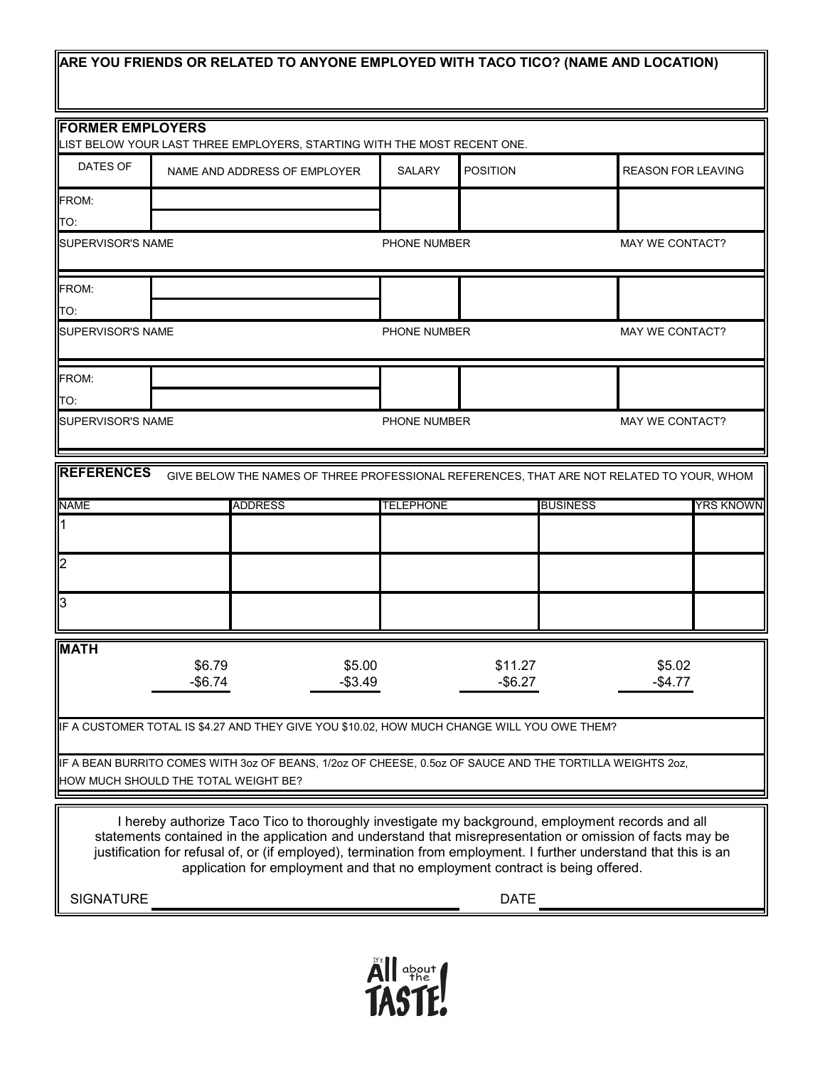**ARE YOU FRIENDS OR RELATED TO ANYONE EMPLOYED WITH TACO TICO? (NAME AND LOCATION)**

**FORMER EMPLOYERS**

LIST BELOW YOUR LAST THREE EMPLOYERS, STARTING WITH THE MOST RECENT ONE.

| DATES OF | NAME AND ADDRESS OF EMPLOYER | SALARY | POSITION | REASON FOR LEAVING |
|---|---|---|---|---|
| FROM: | | | | |
| TO: | | | | |
| SUPERVISOR'S NAME | | PHONE NUMBER | | MAY WE CONTACT? |
| FROM: | | | | |
| TO: | | | | |
| SUPERVISOR'S NAME | | PHONE NUMBER | | MAY WE CONTACT? |
| FROM: | | | | |
| TO: | | | | |
| SUPERVISOR'S NAME | | PHONE NUMBER | | MAY WE CONTACT? |

**REFERENCES** GIVE BELOW THE NAMES OF THREE PROFESSIONAL REFERENCES, THAT ARE NOT RELATED TO YOUR, WHOM

| NAME | ADDRESS | TELEPHONE | BUSINESS | YRS KNOWN |
|---|---|---|---|---|
| 1 | | | | |
| 2 | | | | |
| 3 | | | | |

**MATH**

| | | | |
|---|---|---|---|
| $6.79 | $5.00 | $11.27 | $5.02 |
| -$6.74 | -$3.49 | -$6.27 | -$4.77 |

IF A CUSTOMER TOTAL IS $4.27 AND THEY GIVE YOU $10.02, HOW MUCH CHANGE WILL YOU OWE THEM?

IF A BEAN BURRITO COMES WITH 3oz OF BEANS, 1/2oz OF CHEESE, 0.5oz OF SAUCE AND THE TORTILLA WEIGHTS 2oz, HOW MUCH SHOULD THE TOTAL WEIGHT BE?

I hereby authorize Taco Tico to thoroughly investigate my background, employment records and all statements contained in the application and understand that misrepresentation or omission of facts may be justification for refusal of, or (if employed), termination from employment. I further understand that this is an application for employment and that no employment contract is being offered.

SIGNATURE \_\_\_\_\_\_\_\_\_\_\_\_\_\_\_\_\_\_\_\_ DATE \_\_\_\_\_\_\_\_\_\_\_\_

It's All about the TASTE!